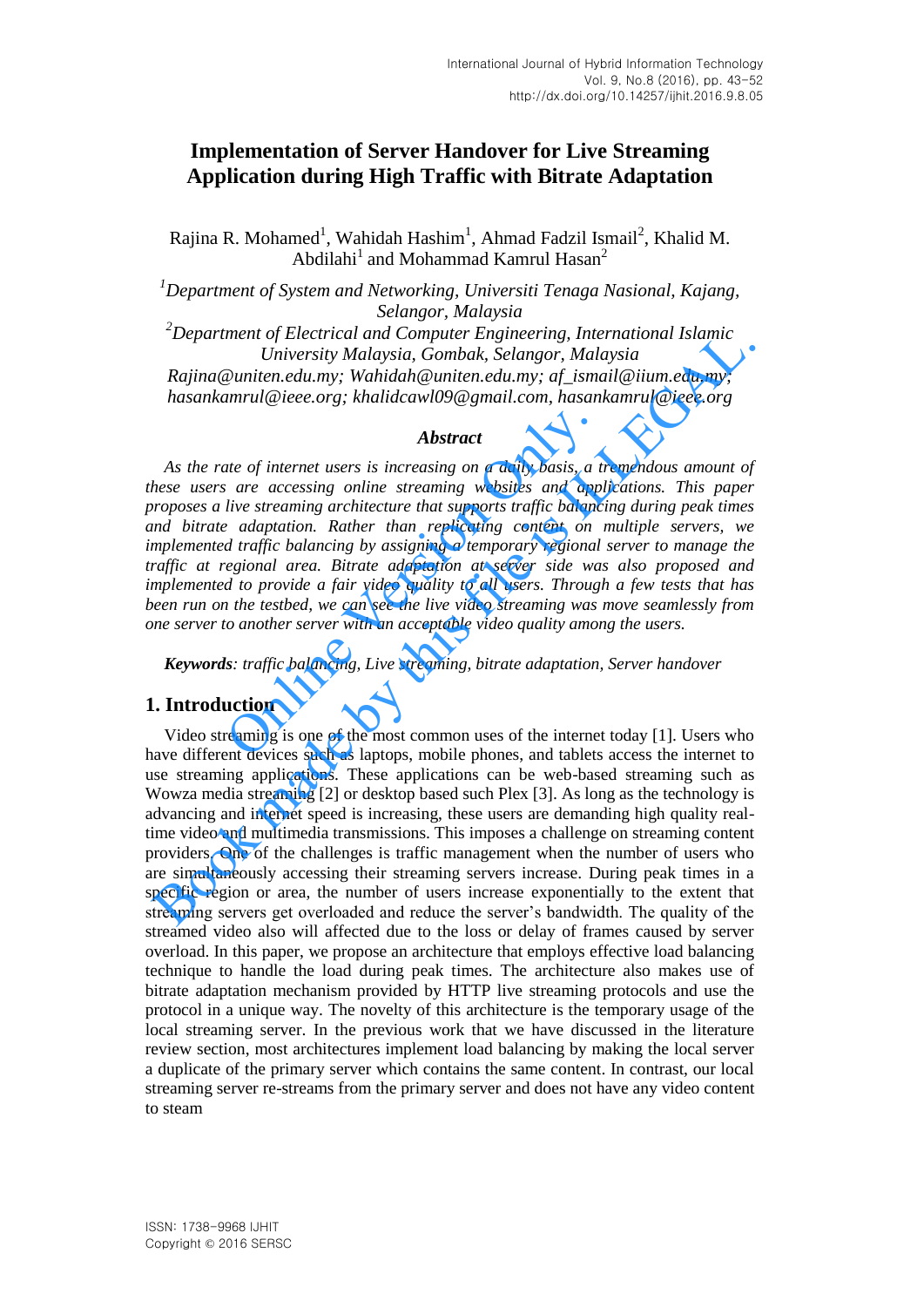# Implementation of Server Handover for Live Streaming Application during High Traffic with Bitrate Adaptation

Rajina R. Mohamed[1], Wahidah Hashim[1], Ahmad Fadzil Ismail[2], Khalid M. Abdilahi[1] and Mohammad Kamrul Hasan[2]

*[1]Department of System and Networking, Universiti Tenaga Nasional, Kajang, Selangor, Malaysia*

*[2]Department of Electrical and Computer Engineering, International Islamic University Malaysia, Gombak, Selangor, Malaysia*

*Rajina@uniten.edu.my; Wahidah@uniten.edu.my; af_ismail@iium.edu.my; hasankamrul@ieee.org; khalidcawl09@gmail.com, hasankamrul@ieee.org*

### *Abstract*

*As the rate of internet users is increasing on a daily basis, a tremendous amount of these users are accessing online streaming websites and applications. This paper proposes a live streaming architecture that supports traffic balancing during peak times and bitrate adaptation. Rather than replicating content on multiple servers, we implemented traffic balancing by assigning a temporary regional server to manage the traffic at regional area. Bitrate adaptation at server side was also proposed and implemented to provide a fair video quality to all users. Through a few tests that has been run on the testbed, we can see the live video streaming was move seamlessly from one server to another server with an acceptable video quality among the users.*

***Keywords**: traffic balancing, Live streaming, bitrate adaptation, Server handover*

## 1. Introduction

Video streaming is one of the most common uses of the internet today [1]. Users who have different devices such as laptops, mobile phones, and tablets access the internet to use streaming applications. These applications can be web-based streaming such as Wowza media streaming [2] or desktop based such Plex [3]. As long as the technology is advancing and internet speed is increasing, these users are demanding high quality real-time video and multimedia transmissions. This imposes a challenge on streaming content providers. One of the challenges is traffic management when the number of users who are simultaneously accessing their streaming servers increase. During peak times in a specific region or area, the number of users increase exponentially to the extent that streaming servers get overloaded and reduce the server's bandwidth. The quality of the streamed video also will affected due to the loss or delay of frames caused by server overload. In this paper, we propose an architecture that employs effective load balancing technique to handle the load during peak times. The architecture also makes use of bitrate adaptation mechanism provided by HTTP live streaming protocols and use the protocol in a unique way. The novelty of this architecture is the temporary usage of the local streaming server. In the previous work that we have discussed in the literature review section, most architectures implement load balancing by making the local server a duplicate of the primary server which contains the same content. In contrast, our local streaming server re-streams from the primary server and does not have any video content to steam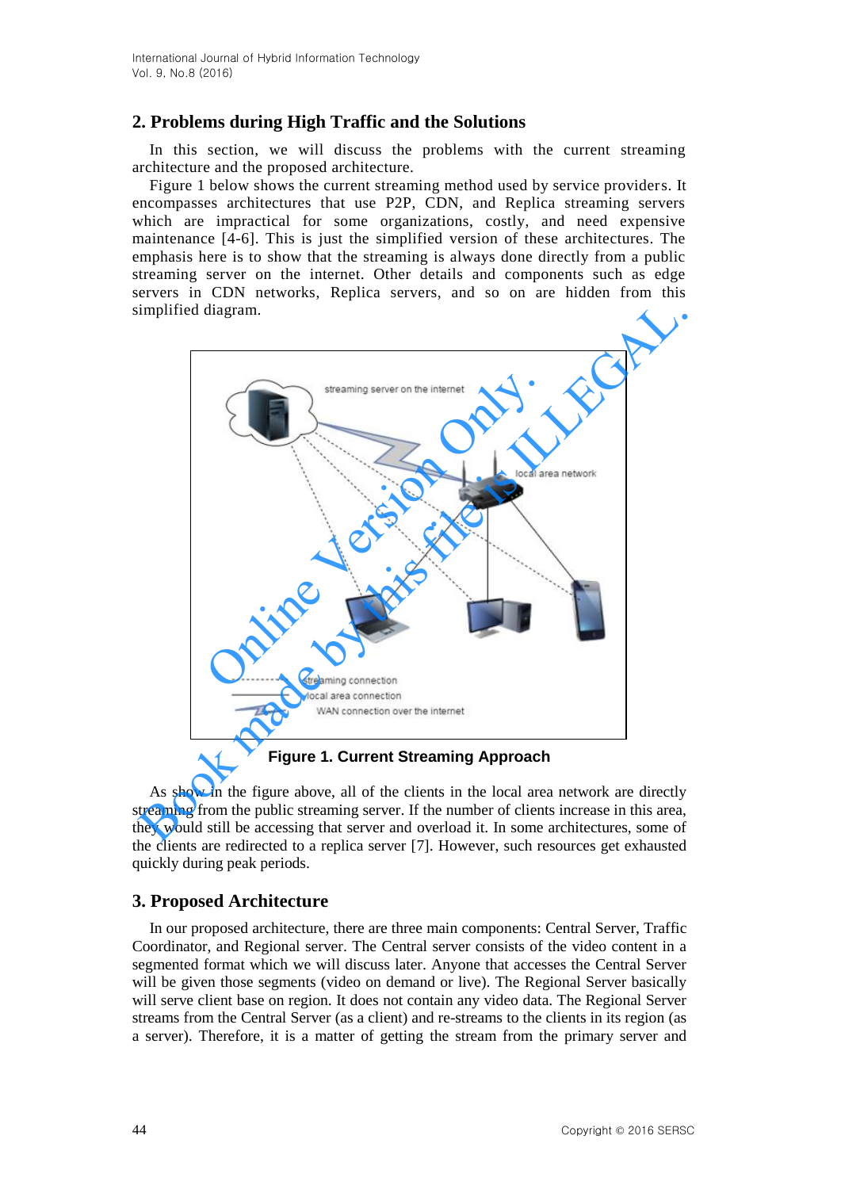## 2. Problems during High Traffic and the Solutions

In this section, we will discuss the problems with the current streaming architecture and the proposed architecture.

Figure 1 below shows the current streaming method used by service providers. It encompasses architectures that use P2P, CDN, and Replica streaming servers which are impractical for some organizations, costly, and need expensive maintenance [4-6]. This is just the simplified version of these architectures. The emphasis here is to show that the streaming is always done directly from a public streaming server on the internet. Other details and components such as edge servers in CDN networks, Replica servers, and so on are hidden from this simplified diagram.

**Figure 1. Current Streaming Approach**

As show in the figure above, all of the clients in the local area network are directly streaming from the public streaming server. If the number of clients increase in this area, they would still be accessing that server and overload it. In some architectures, some of the clients are redirected to a replica server [7]. However, such resources get exhausted quickly during peak periods.

## 3. Proposed Architecture

In our proposed architecture, there are three main components: Central Server, Traffic Coordinator, and Regional server. The Central server consists of the video content in a segmented format which we will discuss later. Anyone that accesses the Central Server will be given those segments (video on demand or live). The Regional Server basically will serve client base on region. It does not contain any video data. The Regional Server streams from the Central Server (as a client) and re-streams to the clients in its region (as a server). Therefore, it is a matter of getting the stream from the primary server and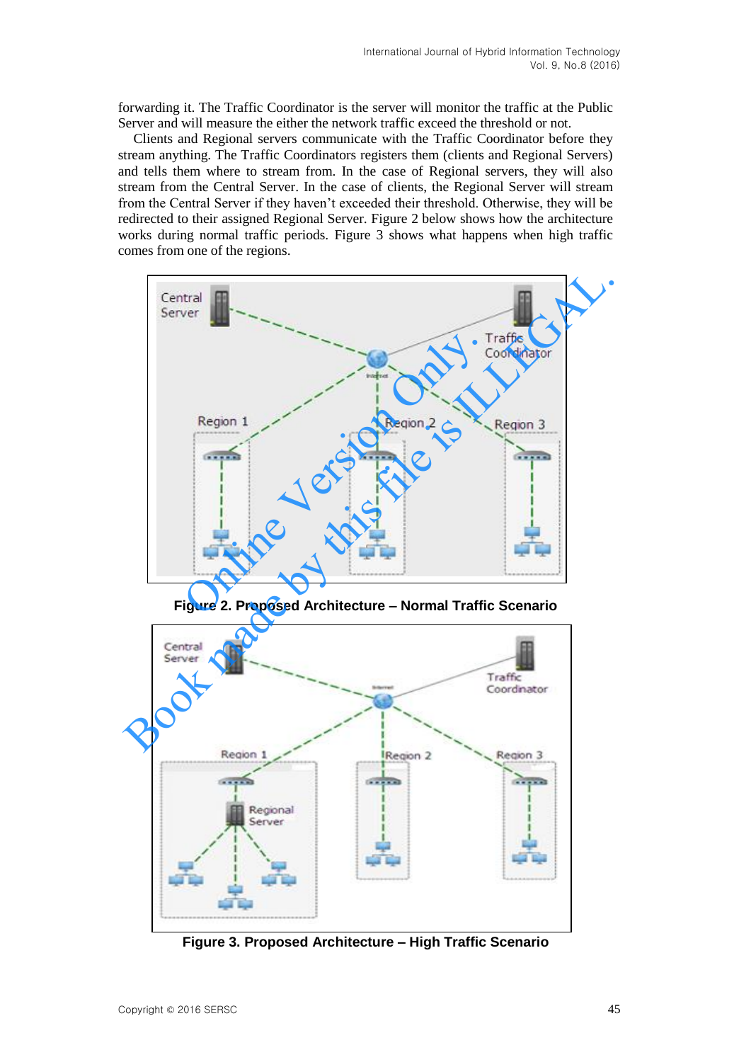forwarding it. The Traffic Coordinator is the server will monitor the traffic at the Public Server and will measure the either the network traffic exceed the threshold or not.

Clients and Regional servers communicate with the Traffic Coordinator before they stream anything. The Traffic Coordinators registers them (clients and Regional Servers) and tells them where to stream from. In the case of Regional servers, they will also stream from the Central Server. In the case of clients, the Regional Server will stream from the Central Server if they haven't exceeded their threshold. Otherwise, they will be redirected to their assigned Regional Server. Figure 2 below shows how the architecture works during normal traffic periods. Figure 3 shows what happens when high traffic comes from one of the regions.

**Figure 2. Proposed Architecture – Normal Traffic Scenario**

**Figure 3. Proposed Architecture – High Traffic Scenario**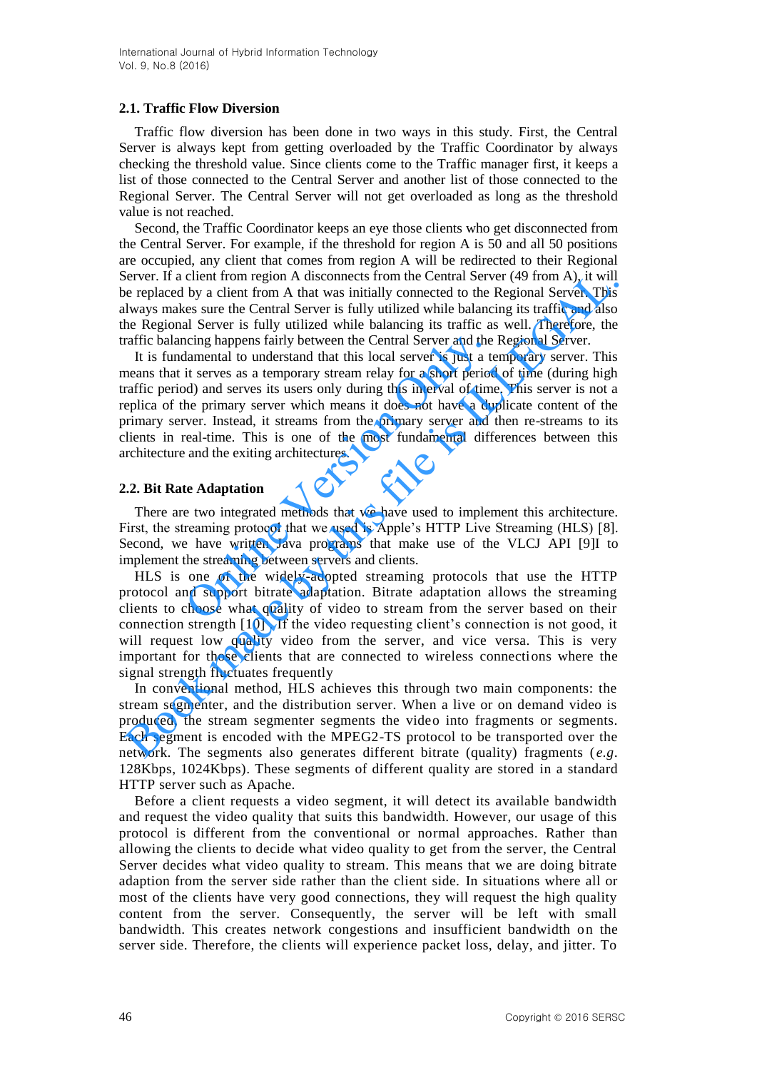### 2.1. Traffic Flow Diversion

Traffic flow diversion has been done in two ways in this study. First, the Central Server is always kept from getting overloaded by the Traffic Coordinator by always checking the threshold value. Since clients come to the Traffic manager first, it keeps a list of those connected to the Central Server and another list of those connected to the Regional Server. The Central Server will not get overloaded as long as the threshold value is not reached.

Second, the Traffic Coordinator keeps an eye those clients who get disconnected from the Central Server. For example, if the threshold for region A is 50 and all 50 positions are occupied, any client that comes from region A will be redirected to their Regional Server. If a client from region A disconnects from the Central Server (49 from A), it will be replaced by a client from A that was initially connected to the Regional Server. This always makes sure the Central Server is fully utilized while balancing its traffic and also the Regional Server is fully utilized while balancing its traffic as well. Therefore, the traffic balancing happens fairly between the Central Server and the Regional Server.

It is fundamental to understand that this local server is just a temporary server. This means that it serves as a temporary stream relay for a short period of time (during high traffic period) and serves its users only during this interval of time. This server is not a replica of the primary server which means it does not have a duplicate content of the primary server. Instead, it streams from the primary server and then re-streams to its clients in real-time. This is one of the most fundamental differences between this architecture and the exiting architectures.

### 2.2. Bit Rate Adaptation

There are two integrated methods that we have used to implement this architecture. First, the streaming protocol that we used is Apple's HTTP Live Streaming (HLS) [8]. Second, we have written Java programs that make use of the VLCJ API [9]I to implement the streaming between servers and clients.

HLS is one of the widely-adopted streaming protocols that use the HTTP protocol and support bitrate adaptation. Bitrate adaptation allows the streaming clients to choose what quality of video to stream from the server based on their connection strength [10]. If the video requesting client's connection is not good, it will request low quality video from the server, and vice versa. This is very important for those clients that are connected to wireless connections where the signal strength fluctuates frequently

In conventional method, HLS achieves this through two main components: the stream segmenter, and the distribution server. When a live or on demand video is produced, the stream segmenter segments the video into fragments or segments. Each segment is encoded with the MPEG2-TS protocol to be transported over the network. The segments also generates different bitrate (quality) fragments (*e.g.* 128Kbps, 1024Kbps). These segments of different quality are stored in a standard HTTP server such as Apache.

Before a client requests a video segment, it will detect its available bandwidth and request the video quality that suits this bandwidth. However, our usage of this protocol is different from the conventional or normal approaches. Rather than allowing the clients to decide what video quality to get from the server, the Central Server decides what video quality to stream. This means that we are doing bitrate adaption from the server side rather than the client side. In situations where all or most of the clients have very good connections, they will request the high quality content from the server. Consequently, the server will be left with small bandwidth. This creates network congestions and insufficient bandwidth on the server side. Therefore, the clients will experience packet loss, delay, and jitter. To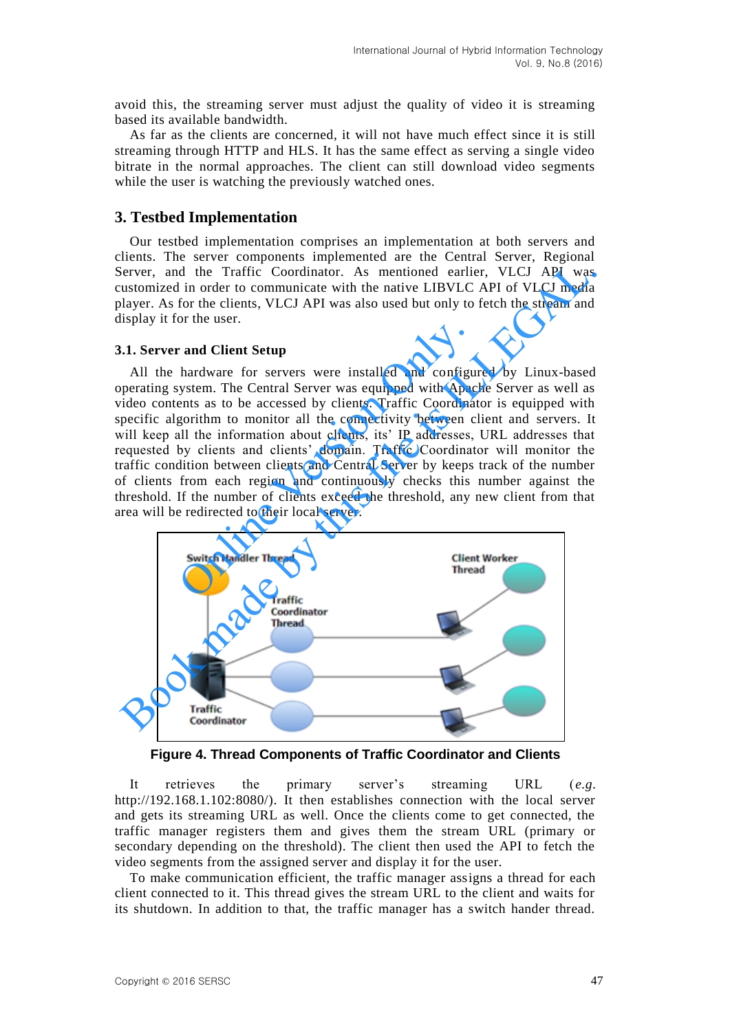avoid this, the streaming server must adjust the quality of video it is streaming based its available bandwidth.

As far as the clients are concerned, it will not have much effect since it is still streaming through HTTP and HLS. It has the same effect as serving a single video bitrate in the normal approaches. The client can still download video segments while the user is watching the previously watched ones.

## 3. Testbed Implementation

Our testbed implementation comprises an implementation at both servers and clients. The server components implemented are the Central Server, Regional Server, and the Traffic Coordinator. As mentioned earlier, VLCJ API was customized in order to communicate with the native LIBVLC API of VLCJ media player. As for the clients, VLCJ API was also used but only to fetch the stream and display it for the user.

### 3.1. Server and Client Setup

All the hardware for servers were installed and configured by Linux-based operating system. The Central Server was equipped with Apache Server as well as video contents as to be accessed by clients. Traffic Coordinator is equipped with specific algorithm to monitor all the connectivity between client and servers. It will keep all the information about clients, its' IP addresses, URL addresses that requested by clients and clients' domain. Traffic Coordinator will monitor the traffic condition between clients and Central Server by keeps track of the number of clients from each region and continuously checks this number against the threshold. If the number of clients exceed the threshold, any new client from that area will be redirected to their local server.

**Figure 4. Thread Components of Traffic Coordinator and Clients**

It retrieves the primary server's streaming URL (*e.g.* http://192.168.1.102:8080/). It then establishes connection with the local server and gets its streaming URL as well. Once the clients come to get connected, the traffic manager registers them and gives them the stream URL (primary or secondary depending on the threshold). The client then used the API to fetch the video segments from the assigned server and display it for the user.

To make communication efficient, the traffic manager assigns a thread for each client connected to it. This thread gives the stream URL to the client and waits for its shutdown. In addition to that, the traffic manager has a switch hander thread.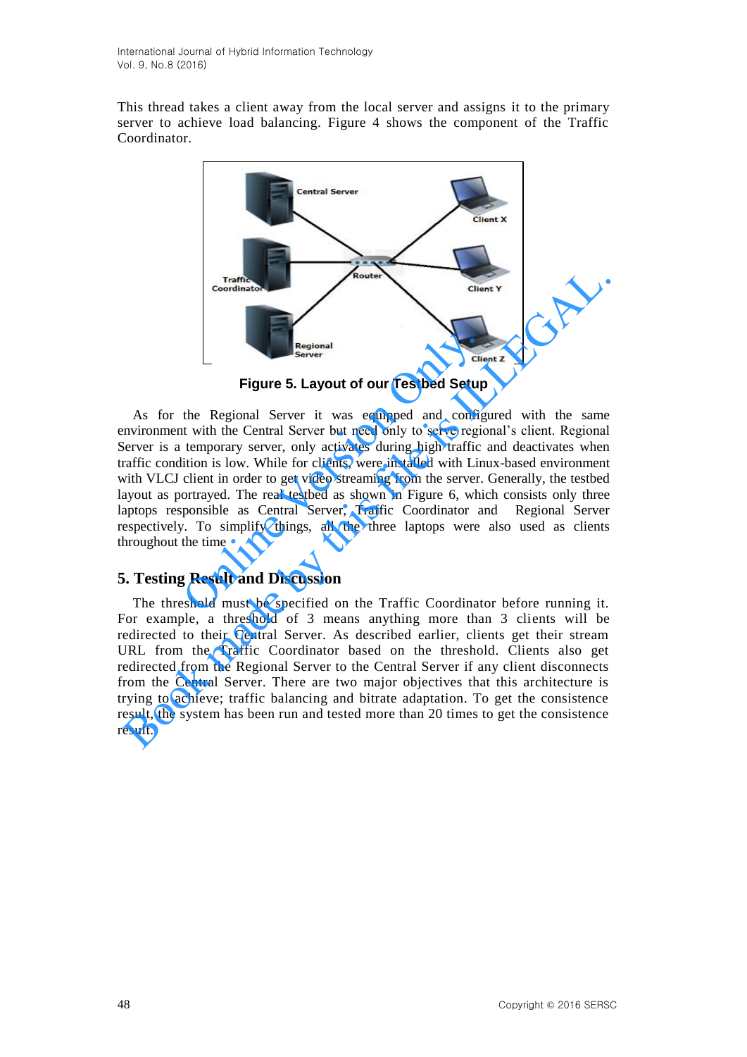This thread takes a client away from the local server and assigns it to the primary server to achieve load balancing. Figure 4 shows the component of the Traffic Coordinator.

**Figure 5. Layout of our Testbed Setup**

As for the Regional Server it was equipped and configured with the same environment with the Central Server but need only to serve regional's client. Regional Server is a temporary server, only activates during high traffic and deactivates when traffic condition is low. While for clients, were installed with Linux-based environment with VLCJ client in order to get video streaming from the server. Generally, the testbed layout as portrayed. The real testbed as shown in Figure 6, which consists only three laptops responsible as Central Server, Traffic Coordinator and Regional Server respectively. To simplify things, all the three laptops were also used as clients throughout the time.

## 5. Testing Result and Discussion

The threshold must be specified on the Traffic Coordinator before running it. For example, a threshold of 3 means anything more than 3 clients will be redirected to their Central Server. As described earlier, clients get their stream URL from the Traffic Coordinator based on the threshold. Clients also get redirected from the Regional Server to the Central Server if any client disconnects from the Central Server. There are two major objectives that this architecture is trying to achieve; traffic balancing and bitrate adaptation. To get the consistence result, the system has been run and tested more than 20 times to get the consistence result.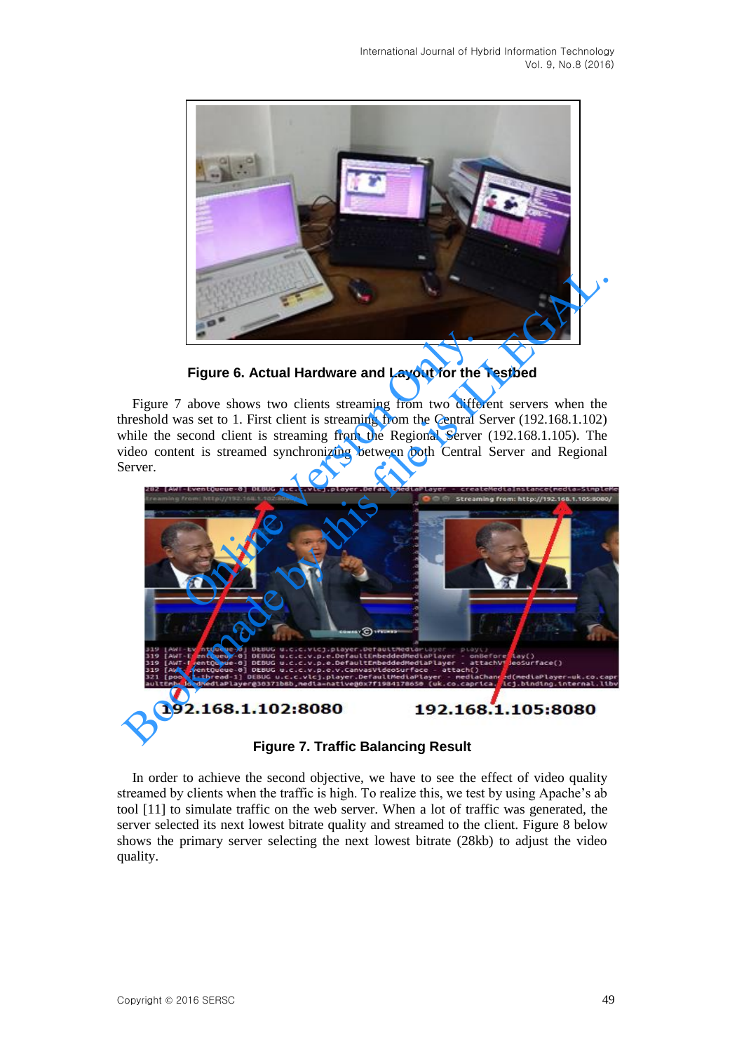**Figure 6. Actual Hardware and Layout for the Testbed**

Figure 7 above shows two clients streaming from two different servers when the threshold was set to 1. First client is streaming from the Central Server (192.168.1.102) while the second client is streaming from the Regional Server (192.168.1.105). The video content is streamed synchronizing between both Central Server and Regional Server.

**Figure 7. Traffic Balancing Result**

In order to achieve the second objective, we have to see the effect of video quality streamed by clients when the traffic is high. To realize this, we test by using Apache's ab tool [11] to simulate traffic on the web server. When a lot of traffic was generated, the server selected its next lowest bitrate quality and streamed to the client. Figure 8 below shows the primary server selecting the next lowest bitrate (28kb) to adjust the video quality.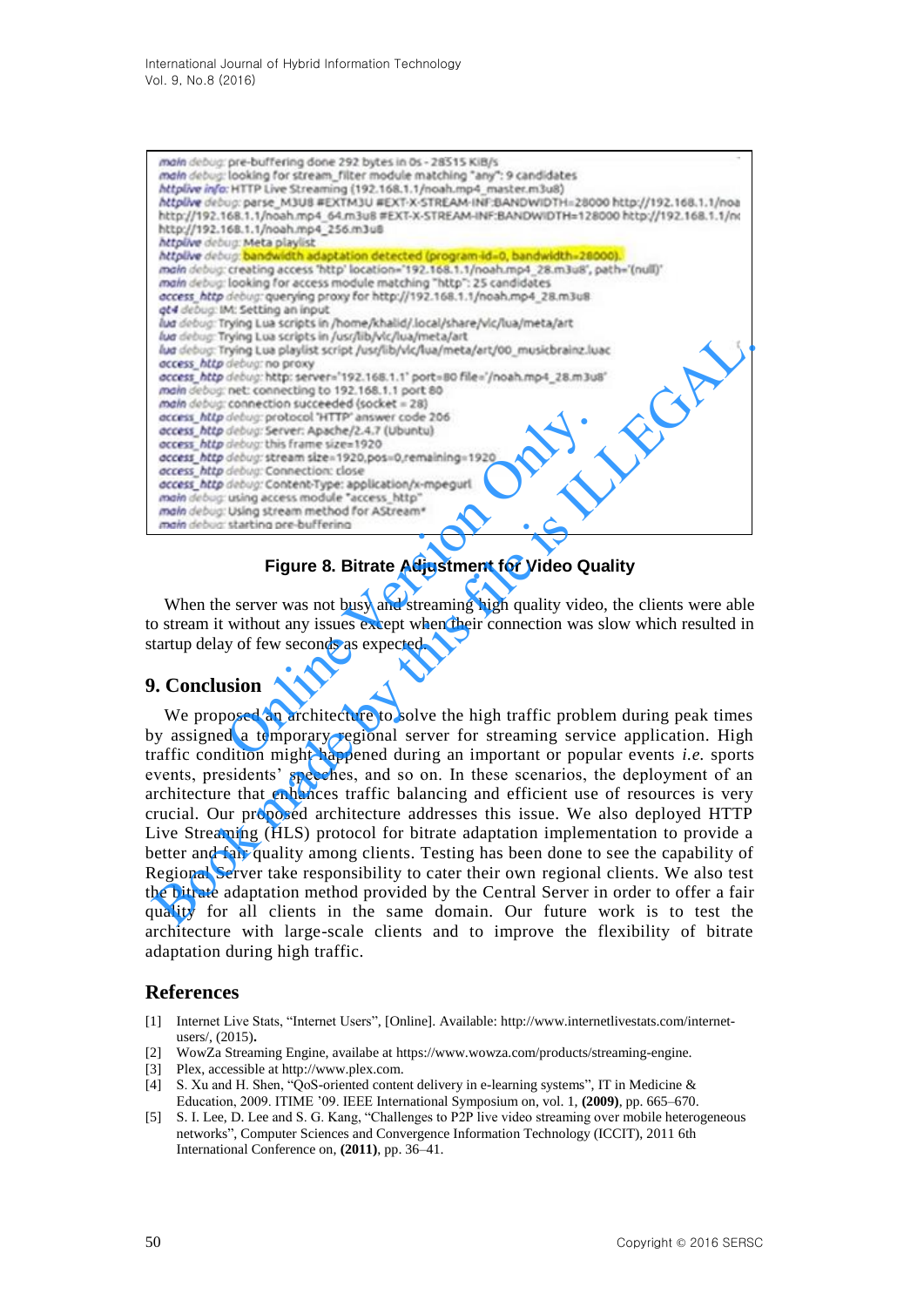```
main debug: pre-buffering done 292 bytes in 0s - 28515 KiB/s
main debug: looking for stream_filter module matching "any": 9 candidates
httplive info: HTTP Live Streaming (192.168.1.1/noah.mp4_master.m3u8)
httplive debug: parse_M3U8 #EXTM3U #EXT-X-STREAM-INF:BANDWIDTH=28000 http://192.168.1.1/noa
http://192.168.1.1/noah.mp4_64.m3u8 #EXT-X-STREAM-INF:BANDWIDTH=128000 http://192.168.1.1/n
http://192.168.1.1/noah.mp4_256.m3u8
httplive debug: Meta playlist
httplive debug: bandwidth adaptation detected (program-id=0, bandwidth=28000).
main debug: creating access 'http' location='192.168.1.1/noah.mp4_28.m3u8', path='(null)'
main debug: looking for access module matching "http": 25 candidates
access_http debug: querying proxy for http://192.168.1.1/noah.mp4_28.m3u8
qt4 debug: IM: Setting an input
lua debug: Trying Lua scripts in /home/khalid/.local/share/vlc/lua/meta/art
lua debug: Trying Lua scripts in /usr/lib/vlc/lua/meta/art
lua debug: Trying Lua playlist script /usr/lib/vlc/lua/meta/art/00_musicbrainz.luac
access_http debug: no proxy
access_http debug: http: server='192.168.1.1' port=80 file='/noah.mp4_28.m3u8'
main debug: net: connecting to 192.168.1.1 port 80
main debug: connection succeeded (socket = 28)
access_http debug: protocol 'HTTP' answer code 206
access_http debug: Server: Apache/2.4.7 (Ubuntu)
access_http debug: this frame size=1920
access_http debug: stream size=1920,pos=0,remaining=1920
access_http debug: Connection: close
access_http debug: Content-Type: application/x-mpegurl
main debug: using access module "access_http"
main debug: Using stream method for AStream*
main debug: starting pre-buffering
```

**Figure 8. Bitrate Adjustment for Video Quality**

When the server was not busy and streaming high quality video, the clients were able to stream it without any issues except when their connection was slow which resulted in startup delay of few seconds as expected.

## 9. Conclusion

We proposed an architecture to solve the high traffic problem during peak times by assigned a temporary regional server for streaming service application. High traffic condition might happened during an important or popular events *i.e.* sports events, presidents' speeches, and so on. In these scenarios, the deployment of an architecture that enhances traffic balancing and efficient use of resources is very crucial. Our proposed architecture addresses this issue. We also deployed HTTP Live Streaming (HLS) protocol for bitrate adaptation implementation to provide a better and fair quality among clients. Testing has been done to see the capability of Regional Server take responsibility to cater their own regional clients. We also test the bitrate adaptation method provided by the Central Server in order to offer a fair quality for all clients in the same domain. Our future work is to test the architecture with large-scale clients and to improve the flexibility of bitrate adaptation during high traffic.

## References

[1] Internet Live Stats, "Internet Users", [Online]. Available: http://www.internetlivestats.com/internet-users/, (2015).

[2] WowZa Streaming Engine, availabe at https://www.wowza.com/products/streaming-engine.

[3] Plex, accessible at http://www.plex.com.

[4] S. Xu and H. Shen, "QoS-oriented content delivery in e-learning systems", IT in Medicine & Education, 2009. ITIME '09. IEEE International Symposium on, vol. 1, **(2009)**, pp. 665–670.

[5] S. I. Lee, D. Lee and S. G. Kang, "Challenges to P2P live video streaming over mobile heterogeneous networks", Computer Sciences and Convergence Information Technology (ICCIT), 2011 6th International Conference on, **(2011)**, pp. 36–41.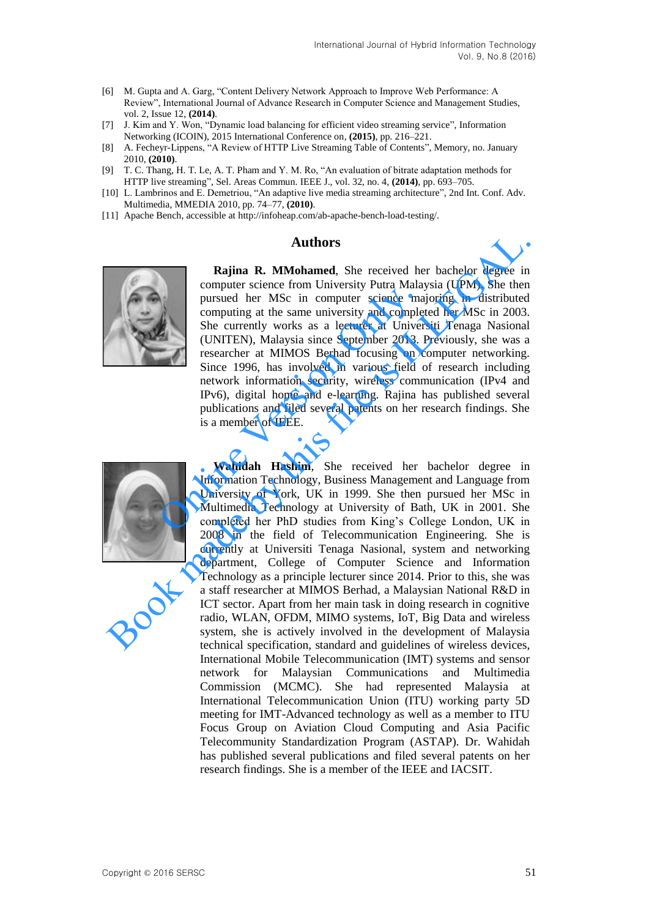[6] M. Gupta and A. Garg, "Content Delivery Network Approach to Improve Web Performance: A Review", International Journal of Advance Research in Computer Science and Management Studies, vol. 2, Issue 12, **(2014)**.

[7] J. Kim and Y. Won, "Dynamic load balancing for efficient video streaming service", Information Networking (ICOIN), 2015 International Conference on, **(2015)**, pp. 216–221.

[8] A. Fecheyr-Lippens, "A Review of HTTP Live Streaming Table of Contents", Memory, no. January 2010, **(2010)**.

[9] T. C. Thang, H. T. Le, A. T. Pham and Y. M. Ro, "An evaluation of bitrate adaptation methods for HTTP live streaming", Sel. Areas Commun. IEEE J., vol. 32, no. 4, **(2014)**, pp. 693–705.

[10] L. Lambrinos and E. Demetriou, "An adaptive live media streaming architecture", 2nd Int. Conf. Adv. Multimedia, MMEDIA 2010, pp. 74–77, **(2010)**.

[11] Apache Bench, accessible at http://infoheap.com/ab-apache-bench-load-testing/.

## Authors

**Rajina R. MMohamed**, She received her bachelor degree in computer science from University Putra Malaysia (UPM). She then pursued her MSc in computer science majoring in distributed computing at the same university and completed her MSc in 2003. She currently works as a lecturer at Universiti Tenaga Nasional (UNITEN), Malaysia since September 2013. Previously, she was a researcher at MIMOS Berhad focusing on computer networking. Since 1996, has involved in various field of research including network information security, wireless communication (IPv4 and IPv6), digital home and e-learning. Rajina has published several publications and filed several patents on her research findings. She is a member of IEEE.

**Wahidah Hashim**, She received her bachelor degree in Information Technology, Business Management and Language from University of York, UK in 1999. She then pursued her MSc in Multimedia Technology at University of Bath, UK in 2001. She completed her PhD studies from King's College London, UK in 2008 in the field of Telecommunication Engineering. She is currently at Universiti Tenaga Nasional, system and networking department, College of Computer Science and Information Technology as a principle lecturer since 2014. Prior to this, she was a staff researcher at MIMOS Berhad, a Malaysian National R&D in ICT sector. Apart from her main task in doing research in cognitive radio, WLAN, OFDM, MIMO systems, IoT, Big Data and wireless system, she is actively involved in the development of Malaysia technical specification, standard and guidelines of wireless devices, International Mobile Telecommunication (IMT) systems and sensor network for Malaysian Communications and Multimedia Commission (MCMC). She had represented Malaysia at International Telecommunication Union (ITU) working party 5D meeting for IMT-Advanced technology as well as a member to ITU Focus Group on Aviation Cloud Computing and Asia Pacific Telecommunity Standardization Program (ASTAP). Dr. Wahidah has published several publications and filed several patents on her research findings. She is a member of the IEEE and IACSIT.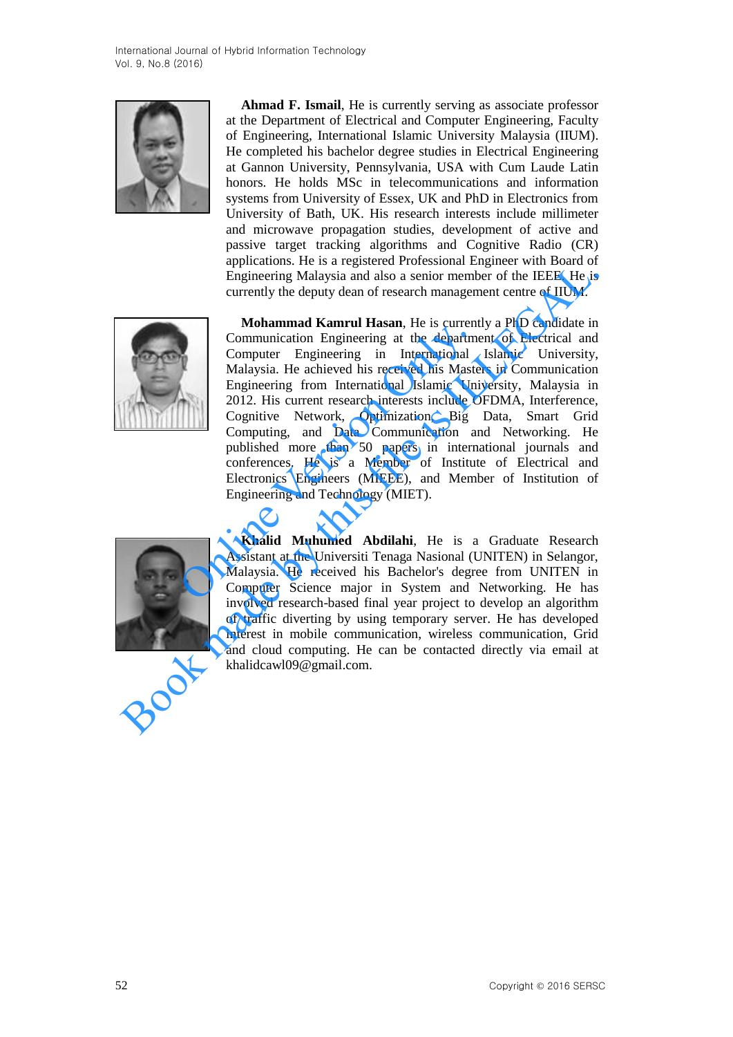**Ahmad F. Ismail**, He is currently serving as associate professor at the Department of Electrical and Computer Engineering, Faculty of Engineering, International Islamic University Malaysia (IIUM). He completed his bachelor degree studies in Electrical Engineering at Gannon University, Pennsylvania, USA with Cum Laude Latin honors. He holds MSc in telecommunications and information systems from University of Essex, UK and PhD in Electronics from University of Bath, UK. His research interests include millimeter and microwave propagation studies, development of active and passive target tracking algorithms and Cognitive Radio (CR) applications. He is a registered Professional Engineer with Board of Engineering Malaysia and also a senior member of the IEEE. He is currently the deputy dean of research management centre of IIUM.

**Mohammad Kamrul Hasan**, He is currently a PhD candidate in Communication Engineering at the department of Electrical and Computer Engineering in International Islamic University, Malaysia. He achieved his received his Masters in Communication Engineering from International Islamic University, Malaysia in 2012. His current research interests include OFDMA, Interference, Cognitive Network, Optimization, Big Data, Smart Grid Computing, and Data Communication and Networking. He published more than 50 papers in international journals and conferences. He is a Member of Institute of Electrical and Electronics Engineers (MIEEE), and Member of Institution of Engineering and Technology (MIET).

**Khalid Muhumed Abdilahi**, He is a Graduate Research Assistant at the Universiti Tenaga Nasional (UNITEN) in Selangor, Malaysia. He received his Bachelor's degree from UNITEN in Computer Science major in System and Networking. He has involved research-based final year project to develop an algorithm of traffic diverting by using temporary server. He has developed interest in mobile communication, wireless communication, Grid and cloud computing. He can be contacted directly via email at khalidcawl09@gmail.com.